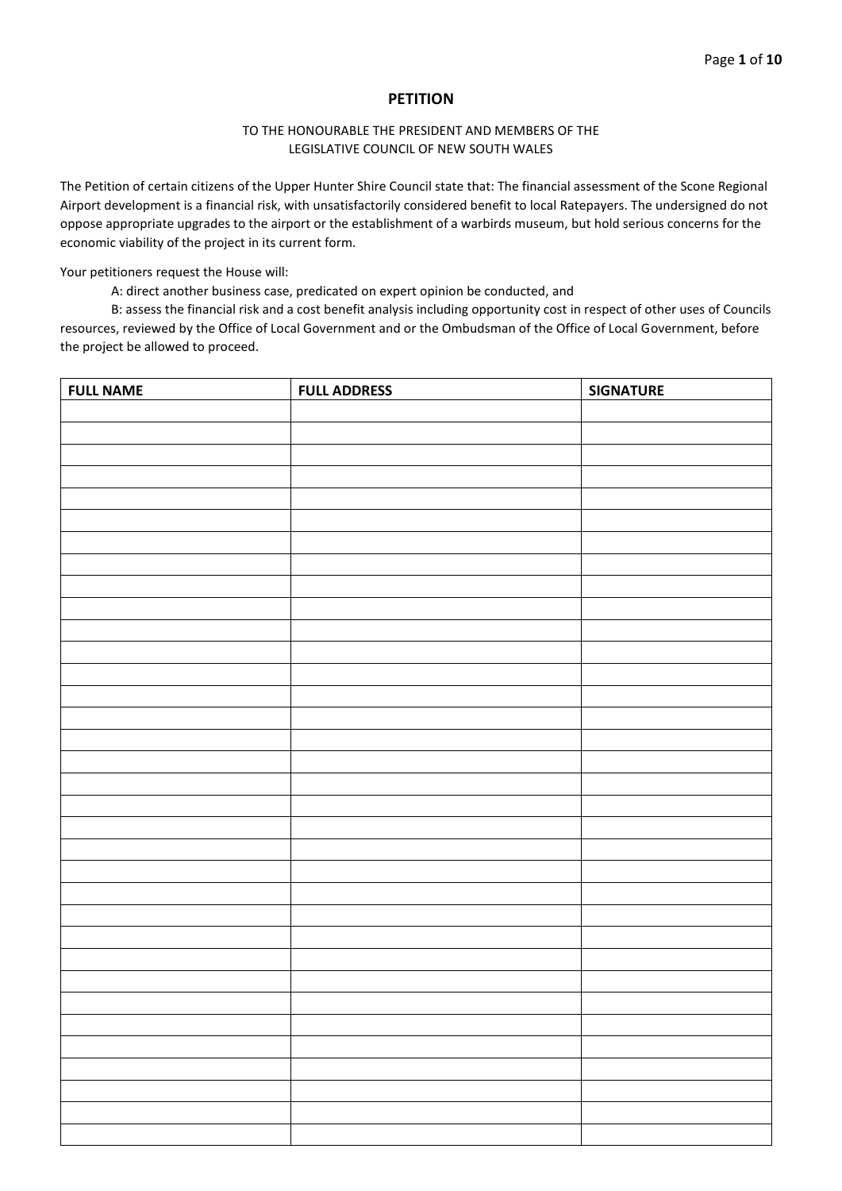# PETITION

TO THE HONOURABLE THE PRESIDENT AND MEMBERS OF THE
LEGISLATIVE COUNCIL OF NEW SOUTH WALES

The Petition of certain citizens of the Upper Hunter Shire Council state that: The financial assessment of the Scone Regional Airport development is a financial risk, with unsatisfactorily considered benefit to local Ratepayers. The undersigned do not oppose appropriate upgrades to the airport or the establishment of a warbirds museum, but hold serious concerns for the economic viability of the project in its current form.

Your petitioners request the House will:

A: direct another business case, predicated on expert opinion be conducted, and

B: assess the financial risk and a cost benefit analysis including opportunity cost in respect of other uses of Councils resources, reviewed by the Office of Local Government and or the Ombudsman of the Office of Local Government, before the project be allowed to proceed.

| FULL NAME | FULL ADDRESS | SIGNATURE |
|---|---|---|
| | | |
| | | |
| | | |
| | | |
| | | |
| | | |
| | | |
| | | |
| | | |
| | | |
| | | |
| | | |
| | | |
| | | |
| | | |
| | | |
| | | |
| | | |
| | | |
| | | |
| | | |
| | | |
| | | |
| | | |
| | | |
| | | |
| | | |
| | | |
| | | |
| | | |
| | | |
| | | |
| | | |
| | | |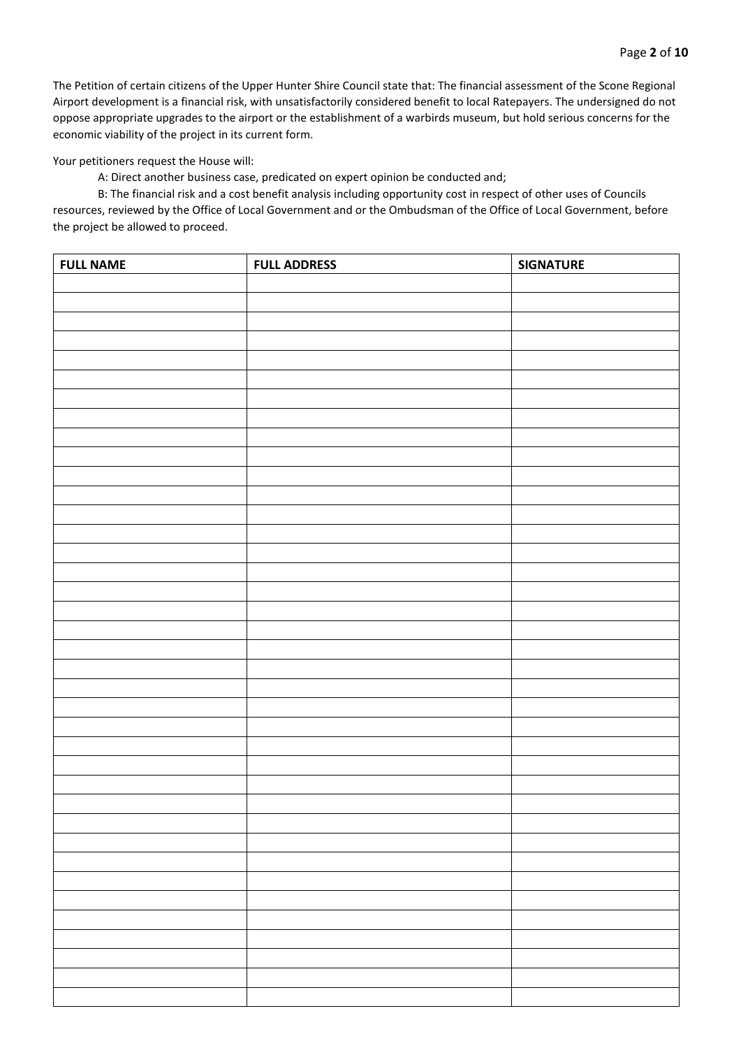The Petition of certain citizens of the Upper Hunter Shire Council state that: The financial assessment of the Scone Regional Airport development is a financial risk, with unsatisfactorily considered benefit to local Ratepayers. The undersigned do not oppose appropriate upgrades to the airport or the establishment of a warbirds museum, but hold serious concerns for the economic viability of the project in its current form.

Your petitioners request the House will:

A: Direct another business case, predicated on expert opinion be conducted and;

B: The financial risk and a cost benefit analysis including opportunity cost in respect of other uses of Councils resources, reviewed by the Office of Local Government and or the Ombudsman of the Office of Local Government, before the project be allowed to proceed.

| FULL NAME | FULL ADDRESS | SIGNATURE |
|---|---|---|
| | | |
| | | |
| | | |
| | | |
| | | |
| | | |
| | | |
| | | |
| | | |
| | | |
| | | |
| | | |
| | | |
| | | |
| | | |
| | | |
| | | |
| | | |
| | | |
| | | |
| | | |
| | | |
| | | |
| | | |
| | | |
| | | |
| | | |
| | | |
| | | |
| | | |
| | | |
| | | |
| | | |
| | | |
| | | |
| | | |
| | | |
| | | |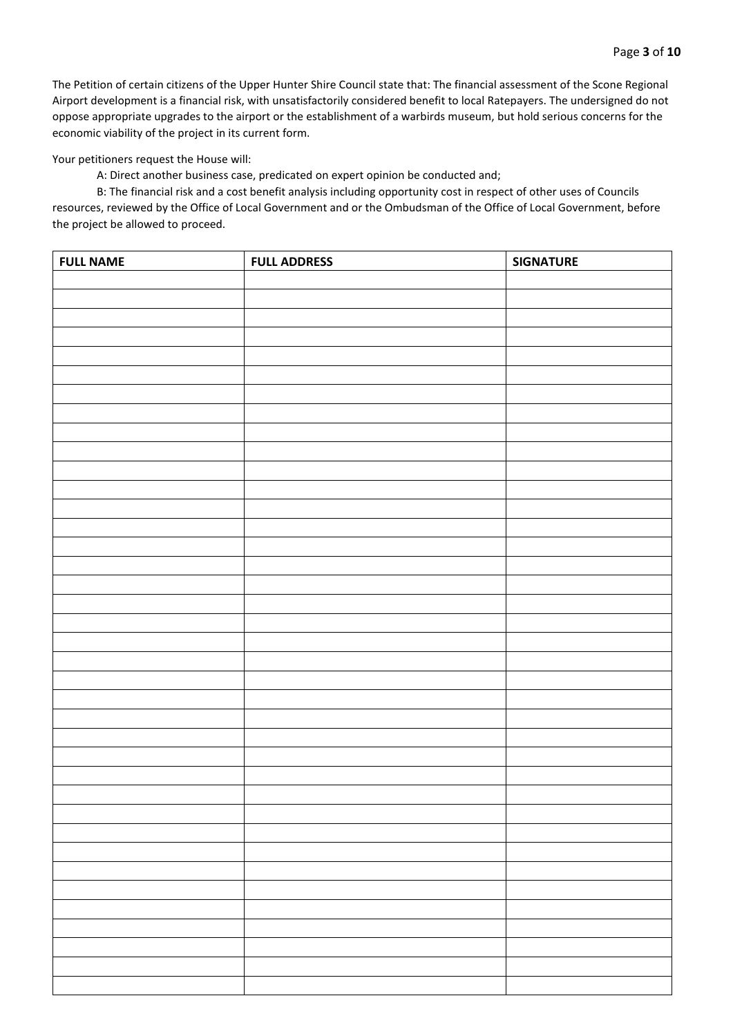The Petition of certain citizens of the Upper Hunter Shire Council state that: The financial assessment of the Scone Regional Airport development is a financial risk, with unsatisfactorily considered benefit to local Ratepayers. The undersigned do not oppose appropriate upgrades to the airport or the establishment of a warbirds museum, but hold serious concerns for the economic viability of the project in its current form.

Your petitioners request the House will:

A: Direct another business case, predicated on expert opinion be conducted and;

B: The financial risk and a cost benefit analysis including opportunity cost in respect of other uses of Councils resources, reviewed by the Office of Local Government and or the Ombudsman of the Office of Local Government, before the project be allowed to proceed.

| FULL NAME | FULL ADDRESS | SIGNATURE |
|---|---|---|
| | | |
| | | |
| | | |
| | | |
| | | |
| | | |
| | | |
| | | |
| | | |
| | | |
| | | |
| | | |
| | | |
| | | |
| | | |
| | | |
| | | |
| | | |
| | | |
| | | |
| | | |
| | | |
| | | |
| | | |
| | | |
| | | |
| | | |
| | | |
| | | |
| | | |
| | | |
| | | |
| | | |
| | | |
| | | |
| | | |
| | | |
| | | |
| | | |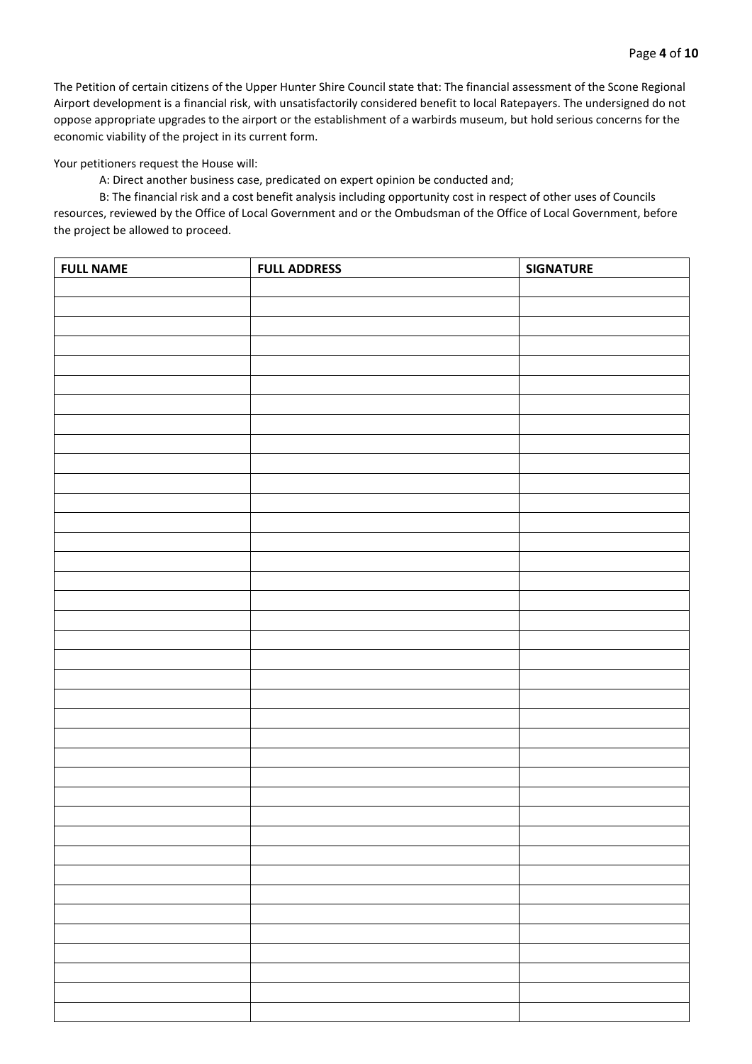The Petition of certain citizens of the Upper Hunter Shire Council state that: The financial assessment of the Scone Regional Airport development is a financial risk, with unsatisfactorily considered benefit to local Ratepayers. The undersigned do not oppose appropriate upgrades to the airport or the establishment of a warbirds museum, but hold serious concerns for the economic viability of the project in its current form.

Your petitioners request the House will:

A: Direct another business case, predicated on expert opinion be conducted and;

B: The financial risk and a cost benefit analysis including opportunity cost in respect of other uses of Councils resources, reviewed by the Office of Local Government and or the Ombudsman of the Office of Local Government, before the project be allowed to proceed.

| FULL NAME | FULL ADDRESS | SIGNATURE |
|---|---|---|
| | | |
| | | |
| | | |
| | | |
| | | |
| | | |
| | | |
| | | |
| | | |
| | | |
| | | |
| | | |
| | | |
| | | |
| | | |
| | | |
| | | |
| | | |
| | | |
| | | |
| | | |
| | | |
| | | |
| | | |
| | | |
| | | |
| | | |
| | | |
| | | |
| | | |
| | | |
| | | |
| | | |
| | | |
| | | |
| | | |
| | | |
| | | |
| | | |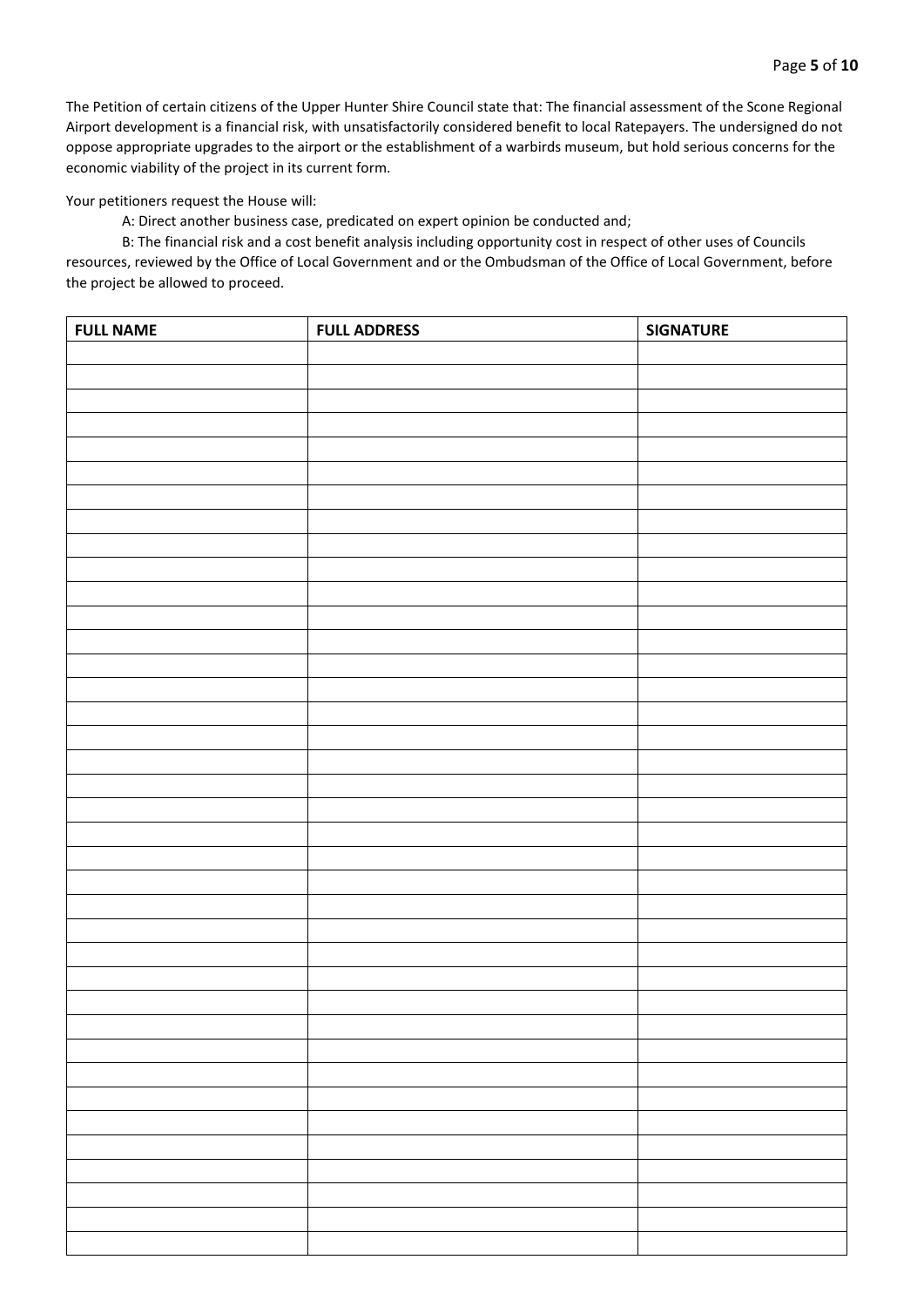The Petition of certain citizens of the Upper Hunter Shire Council state that: The financial assessment of the Scone Regional Airport development is a financial risk, with unsatisfactorily considered benefit to local Ratepayers. The undersigned do not oppose appropriate upgrades to the airport or the establishment of a warbirds museum, but hold serious concerns for the economic viability of the project in its current form.

Your petitioners request the House will:

A: Direct another business case, predicated on expert opinion be conducted and;

B: The financial risk and a cost benefit analysis including opportunity cost in respect of other uses of Councils resources, reviewed by the Office of Local Government and or the Ombudsman of the Office of Local Government, before the project be allowed to proceed.

| **FULL NAME** | **FULL ADDRESS** | **SIGNATURE** |
|---|---|---|
| | | |
| | | |
| | | |
| | | |
| | | |
| | | |
| | | |
| | | |
| | | |
| | | |
| | | |
| | | |
| | | |
| | | |
| | | |
| | | |
| | | |
| | | |
| | | |
| | | |
| | | |
| | | |
| | | |
| | | |
| | | |
| | | |
| | | |
| | | |
| | | |
| | | |
| | | |
| | | |
| | | |
| | | |
| | | |
| | | |
| | | |
| | | |
| | | |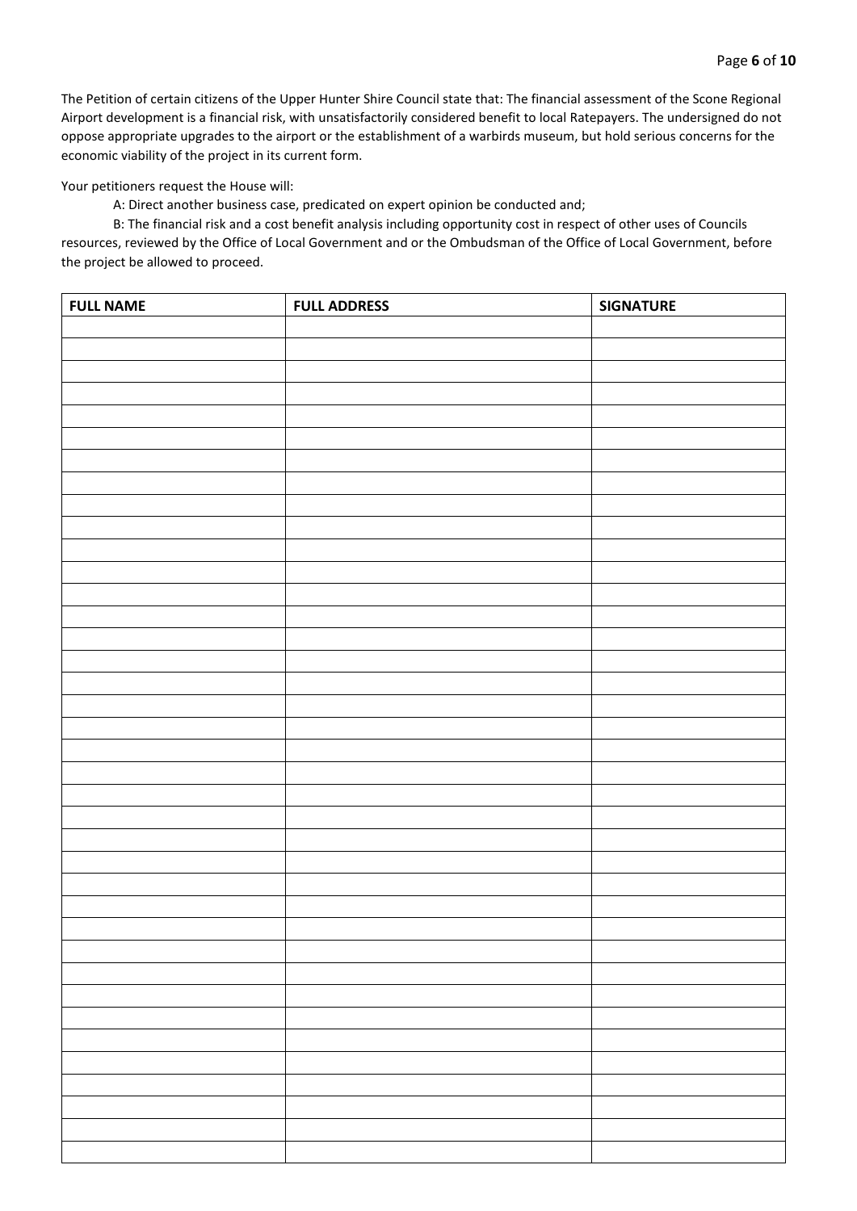The Petition of certain citizens of the Upper Hunter Shire Council state that: The financial assessment of the Scone Regional Airport development is a financial risk, with unsatisfactorily considered benefit to local Ratepayers. The undersigned do not oppose appropriate upgrades to the airport or the establishment of a warbirds museum, but hold serious concerns for the economic viability of the project in its current form.

Your petitioners request the House will:

A: Direct another business case, predicated on expert opinion be conducted and;

B: The financial risk and a cost benefit analysis including opportunity cost in respect of other uses of Councils resources, reviewed by the Office of Local Government and or the Ombudsman of the Office of Local Government, before the project be allowed to proceed.

| FULL NAME | FULL ADDRESS | SIGNATURE |
|---|---|---|
| | | |
| | | |
| | | |
| | | |
| | | |
| | | |
| | | |
| | | |
| | | |
| | | |
| | | |
| | | |
| | | |
| | | |
| | | |
| | | |
| | | |
| | | |
| | | |
| | | |
| | | |
| | | |
| | | |
| | | |
| | | |
| | | |
| | | |
| | | |
| | | |
| | | |
| | | |
| | | |
| | | |
| | | |
| | | |
| | | |
| | | |
| | | |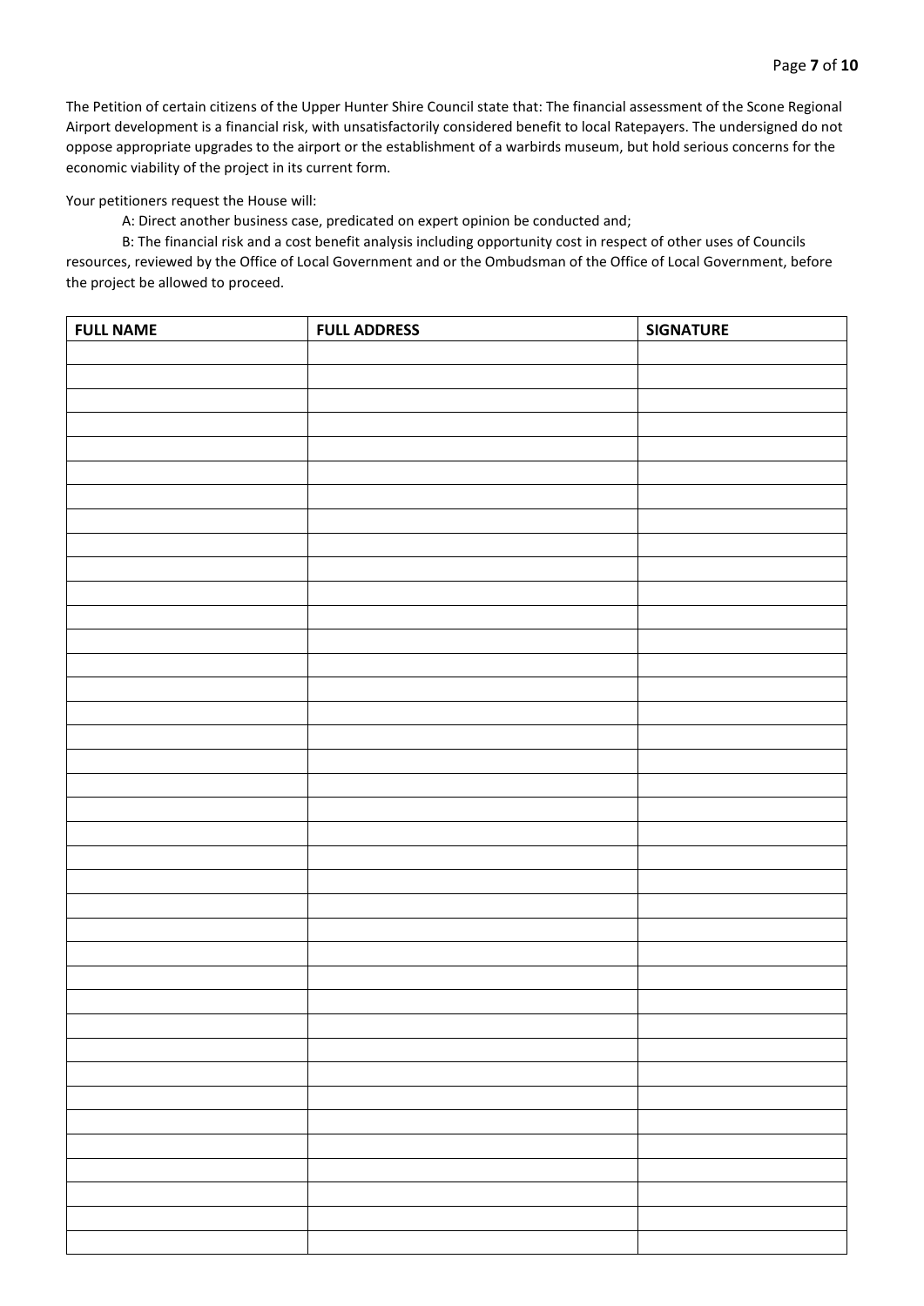The Petition of certain citizens of the Upper Hunter Shire Council state that: The financial assessment of the Scone Regional Airport development is a financial risk, with unsatisfactorily considered benefit to local Ratepayers. The undersigned do not oppose appropriate upgrades to the airport or the establishment of a warbirds museum, but hold serious concerns for the economic viability of the project in its current form.

Your petitioners request the House will:

A: Direct another business case, predicated on expert opinion be conducted and;

B: The financial risk and a cost benefit analysis including opportunity cost in respect of other uses of Councils resources, reviewed by the Office of Local Government and or the Ombudsman of the Office of Local Government, before the project be allowed to proceed.

| FULL NAME | FULL ADDRESS | SIGNATURE |
| --- | --- | --- |
| | | |
| | | |
| | | |
| | | |
| | | |
| | | |
| | | |
| | | |
| | | |
| | | |
| | | |
| | | |
| | | |
| | | |
| | | |
| | | |
| | | |
| | | |
| | | |
| | | |
| | | |
| | | |
| | | |
| | | |
| | | |
| | | |
| | | |
| | | |
| | | |
| | | |
| | | |
| | | |
| | | |
| | | |
| | | |
| | | |
| | | |
| | | |
| | | |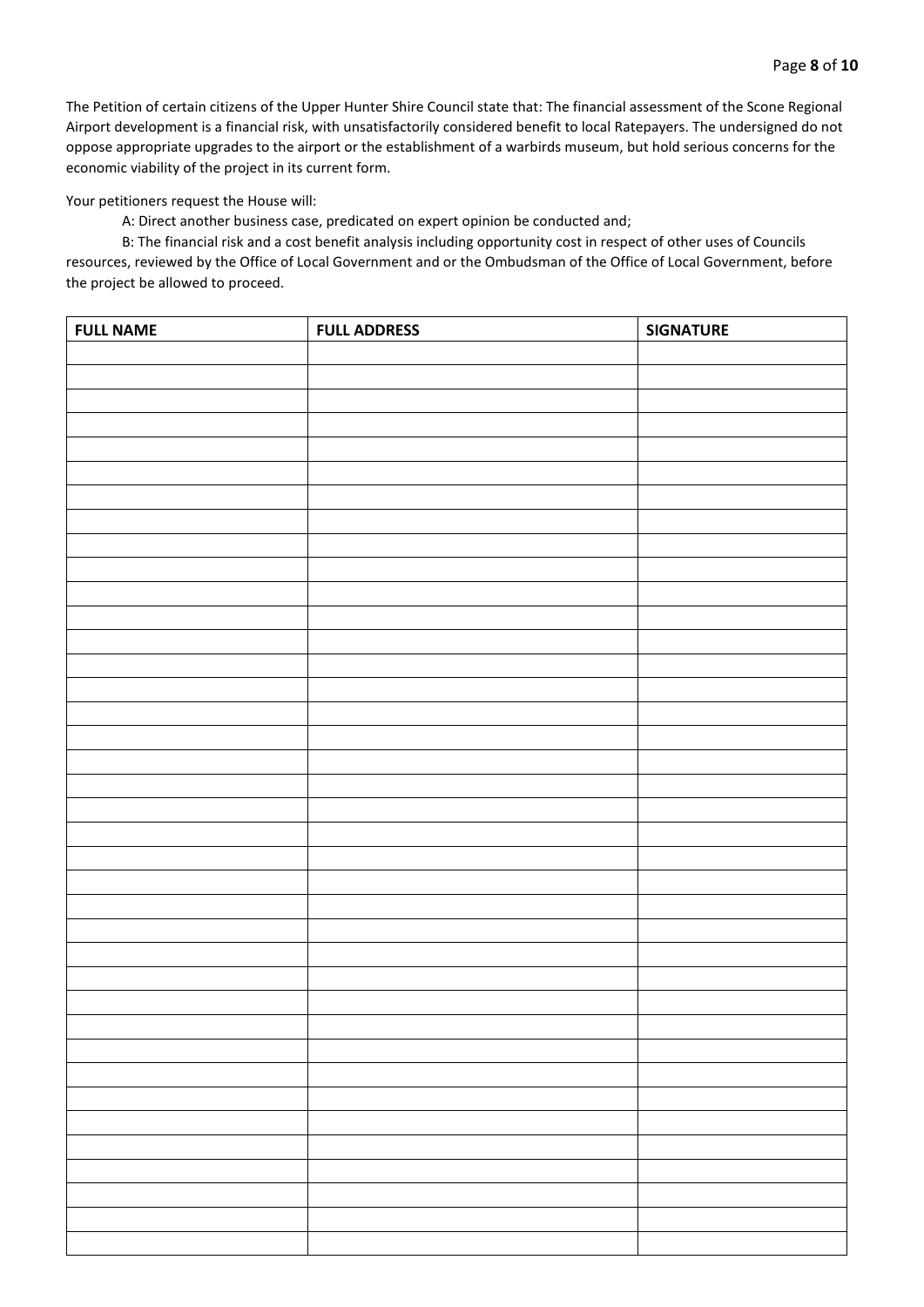The Petition of certain citizens of the Upper Hunter Shire Council state that: The financial assessment of the Scone Regional Airport development is a financial risk, with unsatisfactorily considered benefit to local Ratepayers. The undersigned do not oppose appropriate upgrades to the airport or the establishment of a warbirds museum, but hold serious concerns for the economic viability of the project in its current form.

Your petitioners request the House will:

A: Direct another business case, predicated on expert opinion be conducted and;

B: The financial risk and a cost benefit analysis including opportunity cost in respect of other uses of Councils resources, reviewed by the Office of Local Government and or the Ombudsman of the Office of Local Government, before the project be allowed to proceed.

| FULL NAME | FULL ADDRESS | SIGNATURE |
|---|---|---|
| | | |
| | | |
| | | |
| | | |
| | | |
| | | |
| | | |
| | | |
| | | |
| | | |
| | | |
| | | |
| | | |
| | | |
| | | |
| | | |
| | | |
| | | |
| | | |
| | | |
| | | |
| | | |
| | | |
| | | |
| | | |
| | | |
| | | |
| | | |
| | | |
| | | |
| | | |
| | | |
| | | |
| | | |
| | | |
| | | |
| | | |
| | | |
| | | |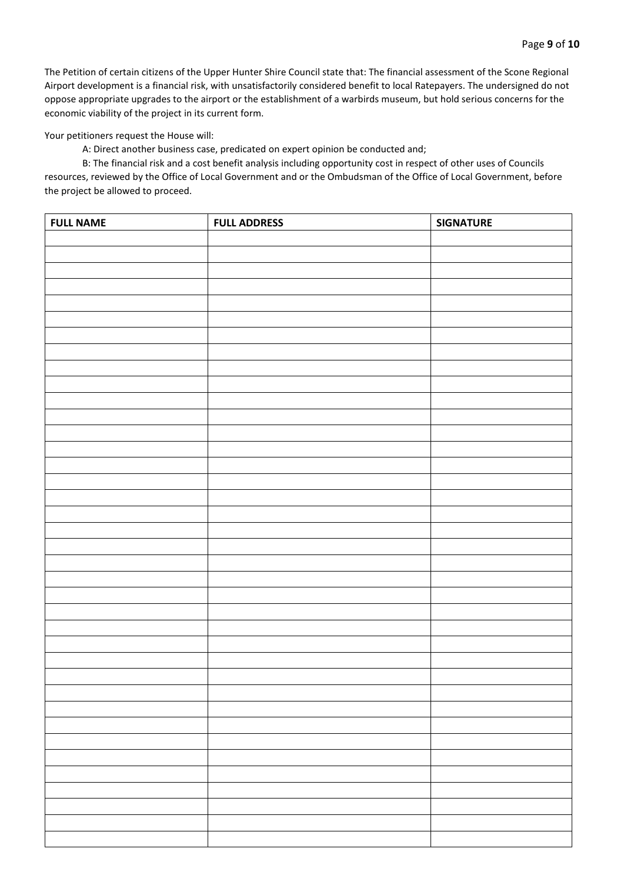The Petition of certain citizens of the Upper Hunter Shire Council state that: The financial assessment of the Scone Regional Airport development is a financial risk, with unsatisfactorily considered benefit to local Ratepayers. The undersigned do not oppose appropriate upgrades to the airport or the establishment of a warbirds museum, but hold serious concerns for the economic viability of the project in its current form.

Your petitioners request the House will:

A: Direct another business case, predicated on expert opinion be conducted and;

B: The financial risk and a cost benefit analysis including opportunity cost in respect of other uses of Councils resources, reviewed by the Office of Local Government and or the Ombudsman of the Office of Local Government, before the project be allowed to proceed.

| FULL NAME | FULL ADDRESS | SIGNATURE |
|---|---|---|
| | | |
| | | |
| | | |
| | | |
| | | |
| | | |
| | | |
| | | |
| | | |
| | | |
| | | |
| | | |
| | | |
| | | |
| | | |
| | | |
| | | |
| | | |
| | | |
| | | |
| | | |
| | | |
| | | |
| | | |
| | | |
| | | |
| | | |
| | | |
| | | |
| | | |
| | | |
| | | |
| | | |
| | | |
| | | |
| | | |
| | | |
| | | |
| | | |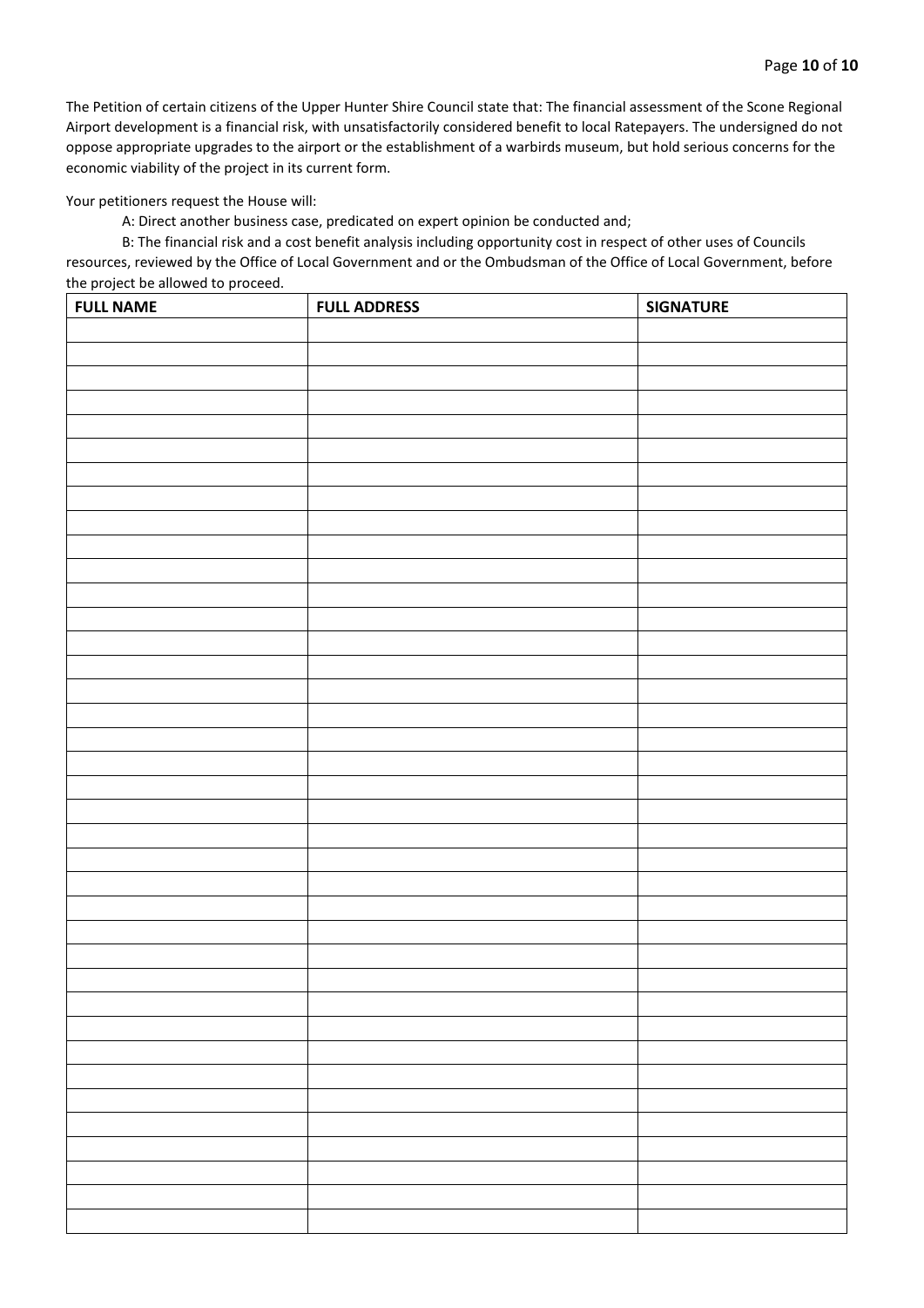The Petition of certain citizens of the Upper Hunter Shire Council state that: The financial assessment of the Scone Regional Airport development is a financial risk, with unsatisfactorily considered benefit to local Ratepayers. The undersigned do not oppose appropriate upgrades to the airport or the establishment of a warbirds museum, but hold serious concerns for the economic viability of the project in its current form.

Your petitioners request the House will:

A: Direct another business case, predicated on expert opinion be conducted and;

B: The financial risk and a cost benefit analysis including opportunity cost in respect of other uses of Councils resources, reviewed by the Office of Local Government and or the Ombudsman of the Office of Local Government, before the project be allowed to proceed.

| FULL NAME | FULL ADDRESS | SIGNATURE |
|---|---|---|
| | | |
| | | |
| | | |
| | | |
| | | |
| | | |
| | | |
| | | |
| | | |
| | | |
| | | |
| | | |
| | | |
| | | |
| | | |
| | | |
| | | |
| | | |
| | | |
| | | |
| | | |
| | | |
| | | |
| | | |
| | | |
| | | |
| | | |
| | | |
| | | |
| | | |
| | | |
| | | |
| | | |
| | | |
| | | |
| | | |
| | | |
| | | |